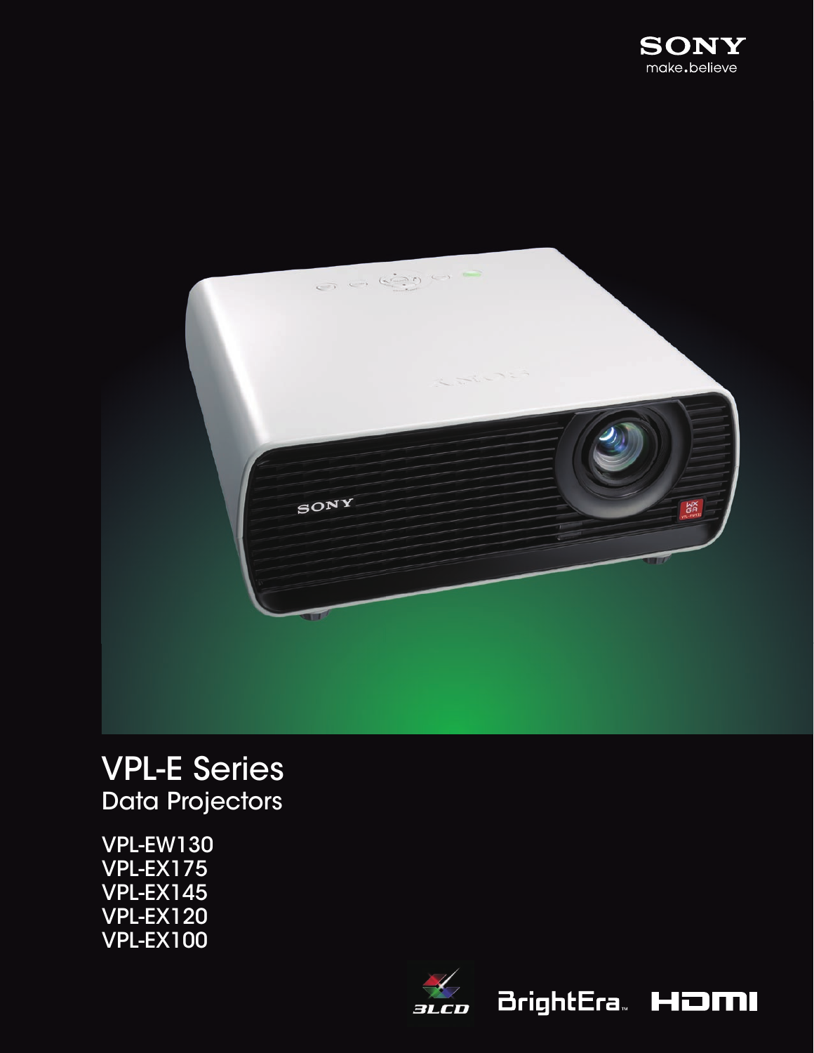SONY
make.believe

# VPL-E Series

## Data Projectors

VPL-EW130
VPL-EX175
VPL-EX145
VPL-EX120
VPL-EX100

3LCD BrightEra™ HDMI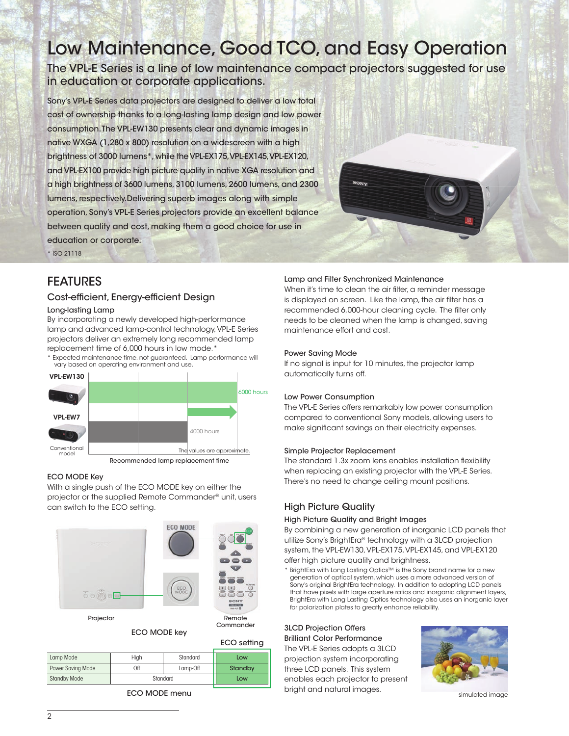# Low Maintenance, Good TCO, and Easy Operation

## The VPL-E Series is a line of low maintenance compact projectors suggested for use in education or corporate applications.

Sony's VPL-E Series data projectors are designed to deliver a low total cost of ownership thanks to a long-lasting lamp design and low power consumption. The VPL-EW130 presents clear and dynamic images in native WXGA (1,280 x 800) resolution on a widescreen with a high brightness of 3000 lumens*, while the VPL-EX175, VPL-EX145, VPL-EX120, and VPL-EX100 provide high picture quality in native XGA resolution and a high brightness of 3600 lumens, 3100 lumens, 2600 lumens, and 2300 lumens, respectively. Delivering superb images along with simple operation, Sony's VPL-E Series projectors provide an excellent balance between quality and cost, making them a good choice for use in education or corporate.

* ISO 21118

## FEATURES

### Cost-efficient, Energy-efficient Design

**Long-lasting Lamp**

By incorporating a newly developed high-performance lamp and advanced lamp-control technology, VPL-E Series projectors deliver an extremely long recommended lamp replacement time of 6,000 hours in low mode.*

* Expected maintenance time, not guaranteed. Lamp performance will vary based on operating environment and use.

| Model | Recommended lamp replacement time |
|---|---|
| VPL-EW130 | 6000 hours |
| VPL-EW7 (Conventional model) | 4000 hours |

The values are approximate.

Recommended lamp replacement time

**ECO MODE Key**

With a single push of the ECO MODE key on either the projector or the supplied Remote Commander® unit, users can switch to the ECO setting.

Projector — Remote Commander

ECO MODE key

| | | | ECO setting |
|---|---|---|---|
| Lamp Mode | High | Standard | Low |
| Power Saving Mode | Off | Lamp-Off | Standby |
| Standby Mode | Standard | | Low |

ECO MODE menu

**Lamp and Filter Synchronized Maintenance**

When it's time to clean the air filter, a reminder message is displayed on screen. Like the lamp, the air filter has a recommended 6,000-hour cleaning cycle. The filter only needs to be cleaned when the lamp is changed, saving maintenance effort and cost.

**Power Saving Mode**

If no signal is input for 10 minutes, the projector lamp automatically turns off.

**Low Power Consumption**

The VPL-E Series offers remarkably low power consumption compared to conventional Sony models, allowing users to make significant savings on their electricity expenses.

**Simple Projector Replacement**

The standard 1.3x zoom lens enables installation flexibility when replacing an existing projector with the VPL-E Series. There's no need to change ceiling mount positions.

### High Picture Quality

**High Picture Quality and Bright Images**

By combining a new generation of inorganic LCD panels that utilize Sony's BrightEra® technology with a 3LCD projection system, the VPL-EW130, VPL-EX175, VPL-EX145, and VPL-EX120 offer high picture quality and brightness.

* BrightEra with Long Lasting Optics™ is the Sony brand name for a new generation of optical system, which uses a more advanced version of Sony's original BrightEra technology. In addition to adopting LCD panels that have pixels with large aperture ratios and inorganic alignment layers, BrightEra with Long Lasting Optics technology also uses an inorganic layer for polarization plates to greatly enhance reliability.

**3LCD Projection Offers Brilliant Color Performance**

The VPL-E Series adopts a 3LCD projection system incorporating three LCD panels. This system enables each projector to present bright and natural images.

simulated image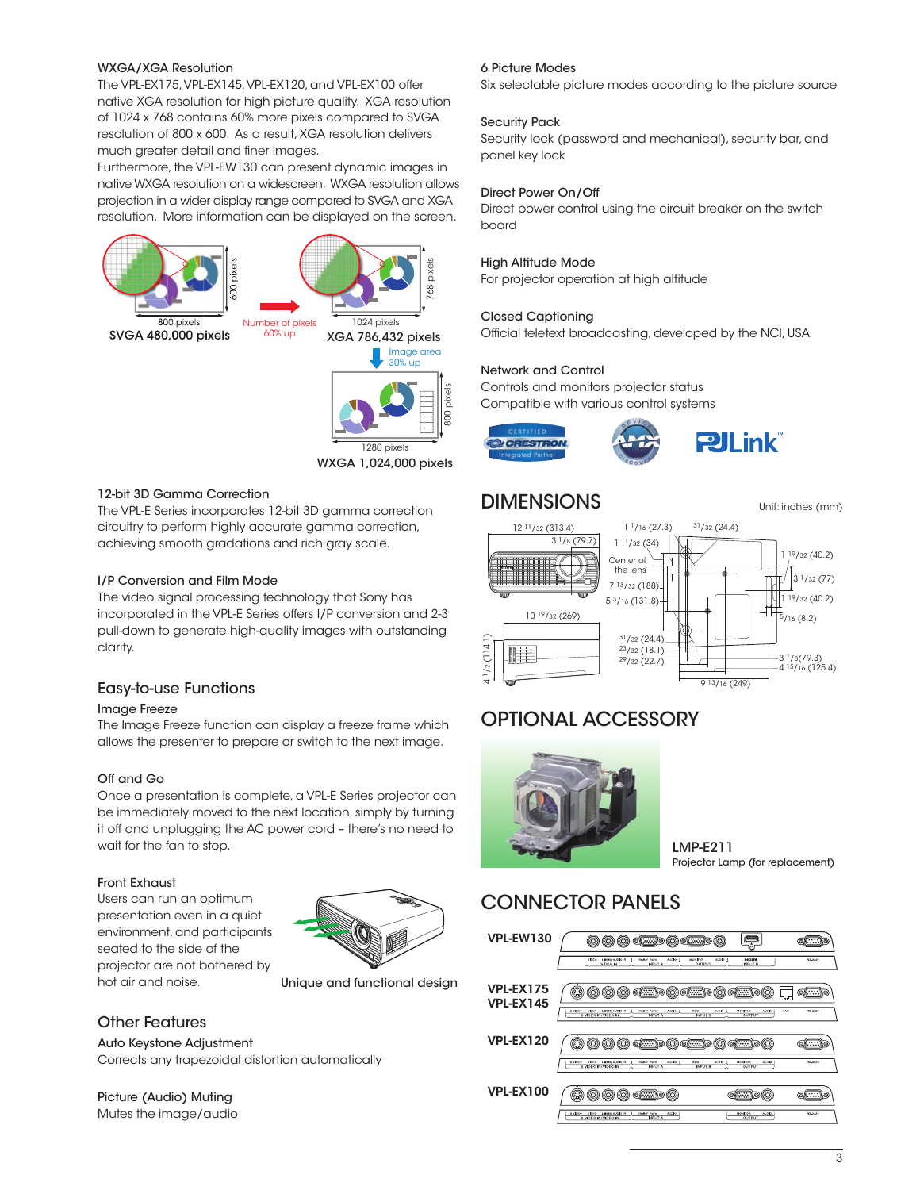### WXGA/XGA Resolution

The VPL-EX175, VPL-EX145, VPL-EX120, and VPL-EX100 offer native XGA resolution for high picture quality. XGA resolution of 1024 x 768 contains 60% more pixels compared to SVGA resolution of 800 x 600. As a result, XGA resolution delivers much greater detail and finer images.
Furthermore, the VPL-EW130 can present dynamic images in native WXGA resolution on a widescreen. WXGA resolution allows projection in a wider display range compared to SVGA and XGA resolution. More information can be displayed on the screen.

800 pixels, 600 pixels — SVGA 480,000 pixels

Number of pixels 60% up

1024 pixels, 768 pixels — XGA 786,432 pixels

Image area 30% up

1280 pixels, 800 pixels — WXGA 1,024,000 pixels

### 12-bit 3D Gamma Correction

The VPL-E Series incorporates 12-bit 3D gamma correction circuitry to perform highly accurate gamma correction, achieving smooth gradations and rich gray scale.

### I/P Conversion and Film Mode

The video signal processing technology that Sony has incorporated in the VPL-E Series offers I/P conversion and 2-3 pull-down to generate high-quality images with outstanding clarity.

## Easy-to-use Functions

### Image Freeze

The Image Freeze function can display a freeze frame which allows the presenter to prepare or switch to the next image.

### Off and Go

Once a presentation is complete, a VPL-E Series projector can be immediately moved to the next location, simply by turning it off and unplugging the AC power cord – there's no need to wait for the fan to stop.

### Front Exhaust

Users can run an optimum presentation even in a quiet environment, and participants seated to the side of the projector are not bothered by hot air and noise.

Unique and functional design

## Other Features

### Auto Keystone Adjustment

Corrects any trapezoidal distortion automatically

### Picture (Audio) Muting

Mutes the image/audio

### 6 Picture Modes

Six selectable picture modes according to the picture source

### Security Pack

Security lock (password and mechanical), security bar, and panel key lock

### Direct Power On/Off

Direct power control using the circuit breaker on the switch board

### High Altitude Mode

For projector operation at high altitude

### Closed Captioning

Official teletext broadcasting, developed by the NCI, USA

### Network and Control

Controls and monitors projector status
Compatible with various control systems

CERTIFIED CRESTRON Integrated Partner · AMX Device Discovery · PJLink™

## DIMENSIONS

Unit: inches (mm)

12 11/32 (313.4) · 3 1/8 (79.7) · 10 19/32 (269) · 4 1/2 (114.1) · 1 1/16 (27.3) · 31/32 (24.4) · 1 11/32 (34) · Center of the lens · 7 13/32 (188) · 5 3/16 (131.8) · 1 19/32 (40.2) · 3 1/32 (77) · 1 19/32 (40.2) · 5/16 (8.2) · 31/32 (24.4) · 23/32 (18.1) · 29/32 (22.7) · 3 1/8 (79.3) · 4 15/16 (125.4) · 9 13/16 (249)

## OPTIONAL ACCESSORY

LMP-E211
Projector Lamp (for replacement)

## CONNECTOR PANELS

VPL-EW130

VPL-EX175
VPL-EX145

VPL-EX120

VPL-EX100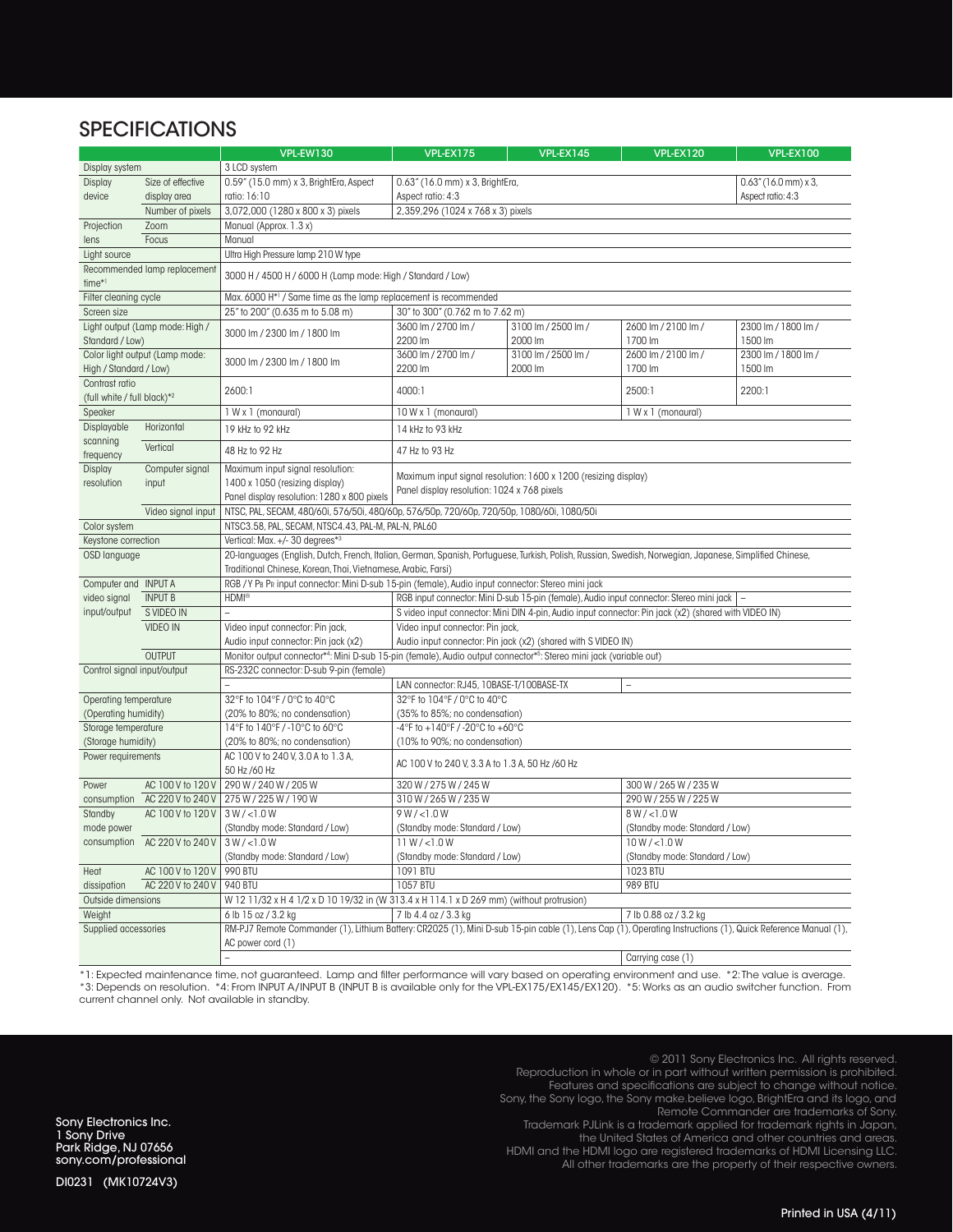# SPECIFICATIONS

| | | VPL-EW130 | VPL-EX175 | VPL-EX145 | VPL-EX120 | VPL-EX100 |
|---|---|---|---|---|---|---|
| Display system | | 3 LCD system | | | | |
| Display device | Size of effective display area | 0.59" (15.0 mm) x 3, BrightEra, Aspect ratio: 16:10 | 0.63" (16.0 mm) x 3, BrightEra, Aspect ratio: 4:3 | | | 0.63" (16.0 mm) x 3, Aspect ratio: 4:3 |
| | Number of pixels | 3,072,000 (1280 x 800 x 3) pixels | 2,359,296 (1024 x 768 x 3) pixels | | | |
| Projection lens | Zoom | Manual (Approx. 1.3 x) | | | | |
| | Focus | Manual | | | | |
| Light source | | Ultra High Pressure lamp 210 W type | | | | |
| Recommended lamp replacement time*1 | | 3000 H / 4500 H / 6000 H (Lamp mode: High / Standard / Low) | | | | |
| Filter cleaning cycle | | Max. 6000 H*1 / Same time as the lamp replacement is recommended | | | | |
| Screen size | | 25" to 200" (0.635 m to 5.08 m) | 30" to 300" (0.762 m to 7.62 m) | | | |
| Light output (Lamp mode: High / Standard / Low) | | 3000 lm / 2300 lm / 1800 lm | 3600 lm / 2700 lm / 2200 lm | 3100 lm / 2500 lm / 2000 lm | 2600 lm / 2100 lm / 1700 lm | 2300 lm / 1800 lm / 1500 lm |
| Color light output (Lamp mode: High / Standard / Low) | | 3000 lm / 2300 lm / 1800 lm | 3600 lm / 2700 lm / 2200 lm | 3100 lm / 2500 lm / 2000 lm | 2600 lm / 2100 lm / 1700 lm | 2300 lm / 1800 lm / 1500 lm |
| Contrast ratio (full white / full black)*2 | | 2600:1 | 4000:1 | | 2500:1 | 2200:1 |
| Speaker | | 1 W x 1 (monaural) | 10 W x 1 (monaural) | | 1 W x 1 (monaural) | |
| Displayable scanning frequency | Horizontal | 19 kHz to 92 kHz | 14 kHz to 93 kHz | | | |
| | Vertical | 48 Hz to 92 Hz | 47 Hz to 93 Hz | | | |
| Display resolution | Computer signal input | Maximum input signal resolution: 1400 x 1050 (resizing display) Panel display resolution: 1280 x 800 pixels | Maximum input signal resolution: 1600 x 1200 (resizing display) Panel display resolution: 1024 x 768 pixels | | | |
| | Video signal input | NTSC, PAL, SECAM, 480/60i, 576/50i, 480/60p, 576/50p, 720/60p, 720/50p, 1080/60i, 1080/50i | | | | |
| Color system | | NTSC3.58, PAL, SECAM, NTSC4.43, PAL-M, PAL-N, PAL60 | | | | |
| Keystone correction | | Vertical: Max. +/- 30 degrees*3 | | | | |
| OSD language | | 20-languages (English, Dutch, French, Italian, German, Spanish, Portuguese, Turkish, Polish, Russian, Swedish, Norwegian, Japanese, Simplified Chinese, Traditional Chinese, Korean, Thai, Vietnamese, Arabic, Farsi) | | | | |
| Computer and video signal input/output | INPUT A | RGB / Y PB PR input connector: Mini D-sub 15-pin (female), Audio input connector: Stereo mini jack | | | | |
| | INPUT B | HDMI® | RGB input connector: Mini D-sub 15-pin (female), Audio input connector: Stereo mini jack | | | – |
| | S VIDEO IN | – | S video input connector: Mini DIN 4-pin, Audio input connector: Pin jack (x2) (shared with VIDEO IN) | | | |
| | VIDEO IN | Video input connector: Pin jack, Audio input connector: Pin jack (x2) | Video input connector: Pin jack, Audio input connector: Pin jack (x2) (shared with S VIDEO IN) | | | |
| | OUTPUT | Monitor output connector*4: Mini D-sub 15-pin (female), Audio output connector*5: Stereo mini jack (variable out) | | | | |
| Control signal input/output | | RS-232C connector: D-sub 9-pin (female) | | | | |
| | | – | LAN connector: RJ45, 10BASE-T/100BASE-TX | | – | |
| Operating temperature (Operating humidity) | | 32°F to 104°F / 0°C to 40°C (20% to 80%; no condensation) | 32°F to 104°F / 0°C to 40°C (35% to 85%; no condensation) | | | |
| Storage temperature (Storage humidity) | | 14°F to 140°F / -10°C to 60°C (20% to 80%; no condensation) | -4°F to +140°F / -20°C to +60°C (10% to 90%; no condensation) | | | |
| Power requirements | | AC 100 V to 240 V, 3.0 A to 1.3 A, 50 Hz /60 Hz | AC 100 V to 240 V, 3.3 A to 1.3 A, 50 Hz /60 Hz | | | |
| Power consumption | AC 100 V to 120 V | 290 W / 240 W / 205 W | 320 W / 275 W / 245 W | | 300 W / 265 W / 235 W | |
| | AC 220 V to 240 V | 275 W / 225 W / 190 W | 310 W / 265 W / 235 W | | 290 W / 255 W / 225 W | |
| Standby mode power consumption | AC 100 V to 120 V | 3 W / <1.0 W (Standby mode: Standard / Low) | 9 W / <1.0 W (Standby mode: Standard / Low) | | 8 W / <1.0 W (Standby mode: Standard / Low) | |
| | AC 220 V to 240 V | 3 W / <1.0 W (Standby mode: Standard / Low) | 11 W / <1.0 W (Standby mode: Standard / Low) | | 10 W / <1.0 W (Standby mode: Standard / Low) | |
| Heat dissipation | AC 100 V to 120 V | 990 BTU | 1091 BTU | | 1023 BTU | |
| | AC 220 V to 240 V | 940 BTU | 1057 BTU | | 989 BTU | |
| Outside dimensions | | W 12 11/32 x H 4 1/2 x D 10 19/32 in (W 313.4 x H 114.1 x D 269 mm) (without protrusion) | | | | |
| Weight | | 6 lb 15 oz / 3.2 kg | 7 lb 4.4 oz / 3.3 kg | | 7 lb 0.88 oz / 3.2 kg | |
| Supplied accessories | | RM-PJ7 Remote Commander (1), Lithium Battery: CR2025 (1), Mini D-sub 15-pin cable (1), Lens Cap (1), Operating Instructions (1), Quick Reference Manual (1), AC power cord (1) | | | | |
| | | – | | | Carrying case (1) | |

*1: Expected maintenance time, not guaranteed. Lamp and filter performance will vary based on operating environment and use. *2: The value is average. *3: Depends on resolution. *4: From INPUT A/INPUT B (INPUT B is available only for the VPL-EX175/EX145/EX120). *5: Works as an audio switcher function. From current channel only. Not available in standby.

Sony Electronics Inc.
1 Sony Drive
Park Ridge, NJ 07656
sony.com/professional

DI0231 (MK10724V3)

© 2011 Sony Electronics Inc. All rights reserved.
Reproduction in whole or in part without written permission is prohibited.
Features and specifications are subject to change without notice.
Sony, the Sony logo, the Sony make.believe logo, BrightEra and its logo, and Remote Commander are trademarks of Sony.
Trademark PJLink is a trademark applied for trademark rights in Japan, the United States of America and other countries and areas.
HDMI and the HDMI logo are registered trademarks of HDMI Licensing LLC.
All other trademarks are the property of their respective owners.

Printed in USA (4/11)